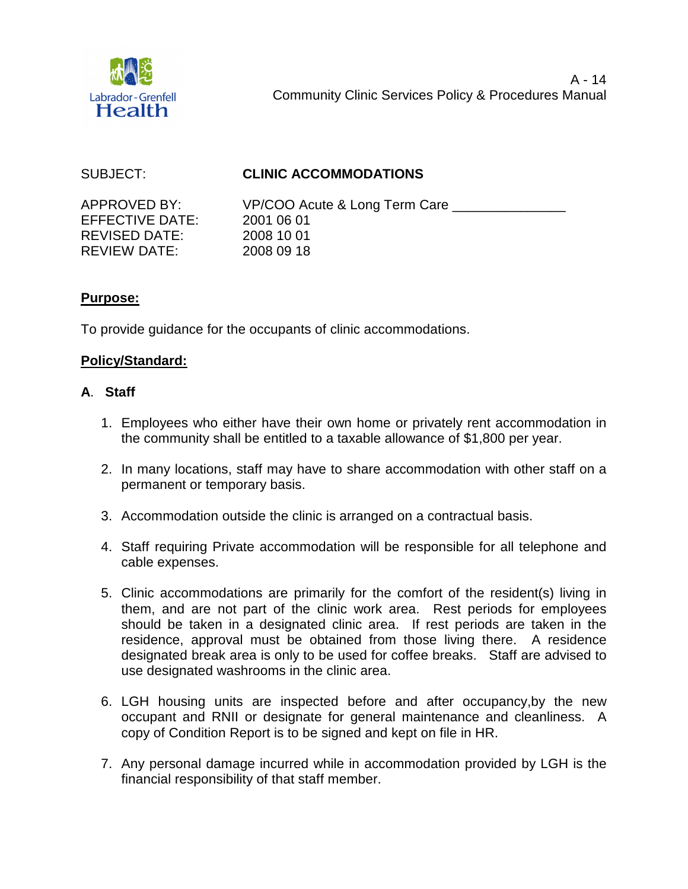A - 14
Community Clinic Services Policy & Procedures Manual

SUBJECT: **CLINIC ACCOMMODATIONS**

APPROVED BY: VP/COO Acute & Long Term Care _______________
EFFECTIVE DATE: 2001 06 01
REVISED DATE: 2008 10 01
REVIEW DATE: 2008 09 18

## Purpose:

To provide guidance for the occupants of clinic accommodations.

## Policy/Standard:

### A. Staff

1. Employees who either have their own home or privately rent accommodation in the community shall be entitled to a taxable allowance of $1,800 per year.

2. In many locations, staff may have to share accommodation with other staff on a permanent or temporary basis.

3. Accommodation outside the clinic is arranged on a contractual basis.

4. Staff requiring Private accommodation will be responsible for all telephone and cable expenses.

5. Clinic accommodations are primarily for the comfort of the resident(s) living in them, and are not part of the clinic work area. Rest periods for employees should be taken in a designated clinic area. If rest periods are taken in the residence, approval must be obtained from those living there. A residence designated break area is only to be used for coffee breaks. Staff are advised to use designated washrooms in the clinic area.

6. LGH housing units are inspected before and after occupancy,by the new occupant and RNII or designate for general maintenance and cleanliness. A copy of Condition Report is to be signed and kept on file in HR.

7. Any personal damage incurred while in accommodation provided by LGH is the financial responsibility of that staff member.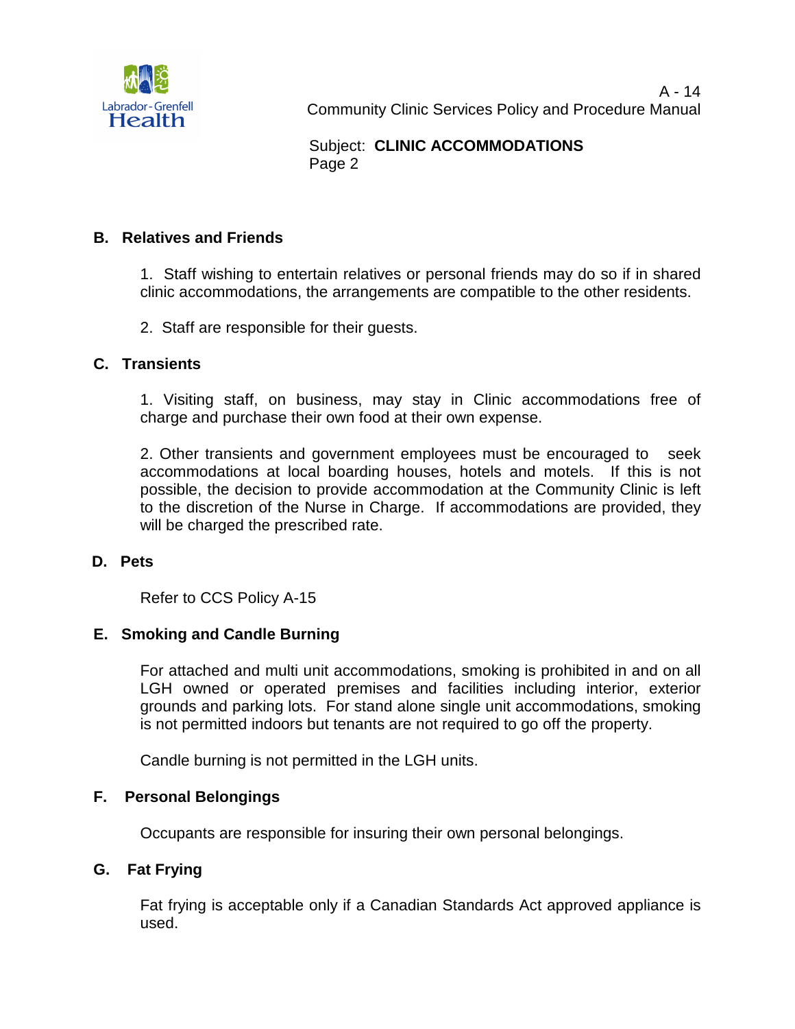## B. Relatives and Friends

1. Staff wishing to entertain relatives or personal friends may do so if in shared clinic accommodations, the arrangements are compatible to the other residents.

2. Staff are responsible for their guests.

## C. Transients

1. Visiting staff, on business, may stay in Clinic accommodations free of charge and purchase their own food at their own expense.

2. Other transients and government employees must be encouraged to seek accommodations at local boarding houses, hotels and motels. If this is not possible, the decision to provide accommodation at the Community Clinic is left to the discretion of the Nurse in Charge. If accommodations are provided, they will be charged the prescribed rate.

## D. Pets

Refer to CCS Policy A-15

## E. Smoking and Candle Burning

For attached and multi unit accommodations, smoking is prohibited in and on all LGH owned or operated premises and facilities including interior, exterior grounds and parking lots. For stand alone single unit accommodations, smoking is not permitted indoors but tenants are not required to go off the property.

Candle burning is not permitted in the LGH units.

## F. Personal Belongings

Occupants are responsible for insuring their own personal belongings.

## G. Fat Frying

Fat frying is acceptable only if a Canadian Standards Act approved appliance is used.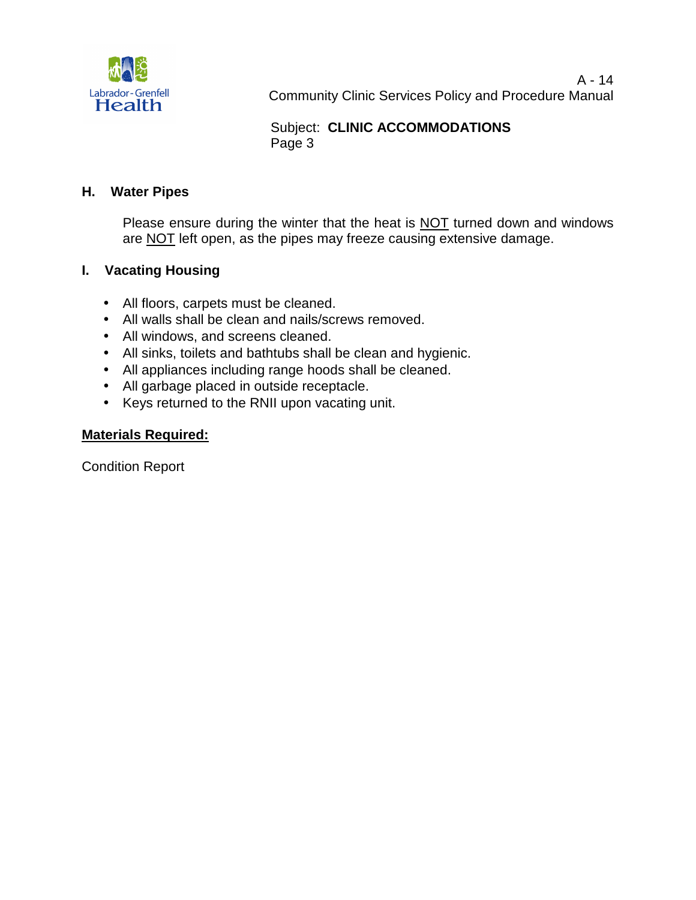## H. Water Pipes

Please ensure during the winter that the heat is NOT turned down and windows are NOT left open, as the pipes may freeze causing extensive damage.

## I. Vacating Housing

- All floors, carpets must be cleaned.
- All walls shall be clean and nails/screws removed.
- All windows, and screens cleaned.
- All sinks, toilets and bathtubs shall be clean and hygienic.
- All appliances including range hoods shall be cleaned.
- All garbage placed in outside receptacle.
- Keys returned to the RNII upon vacating unit.

**Materials Required:**

Condition Report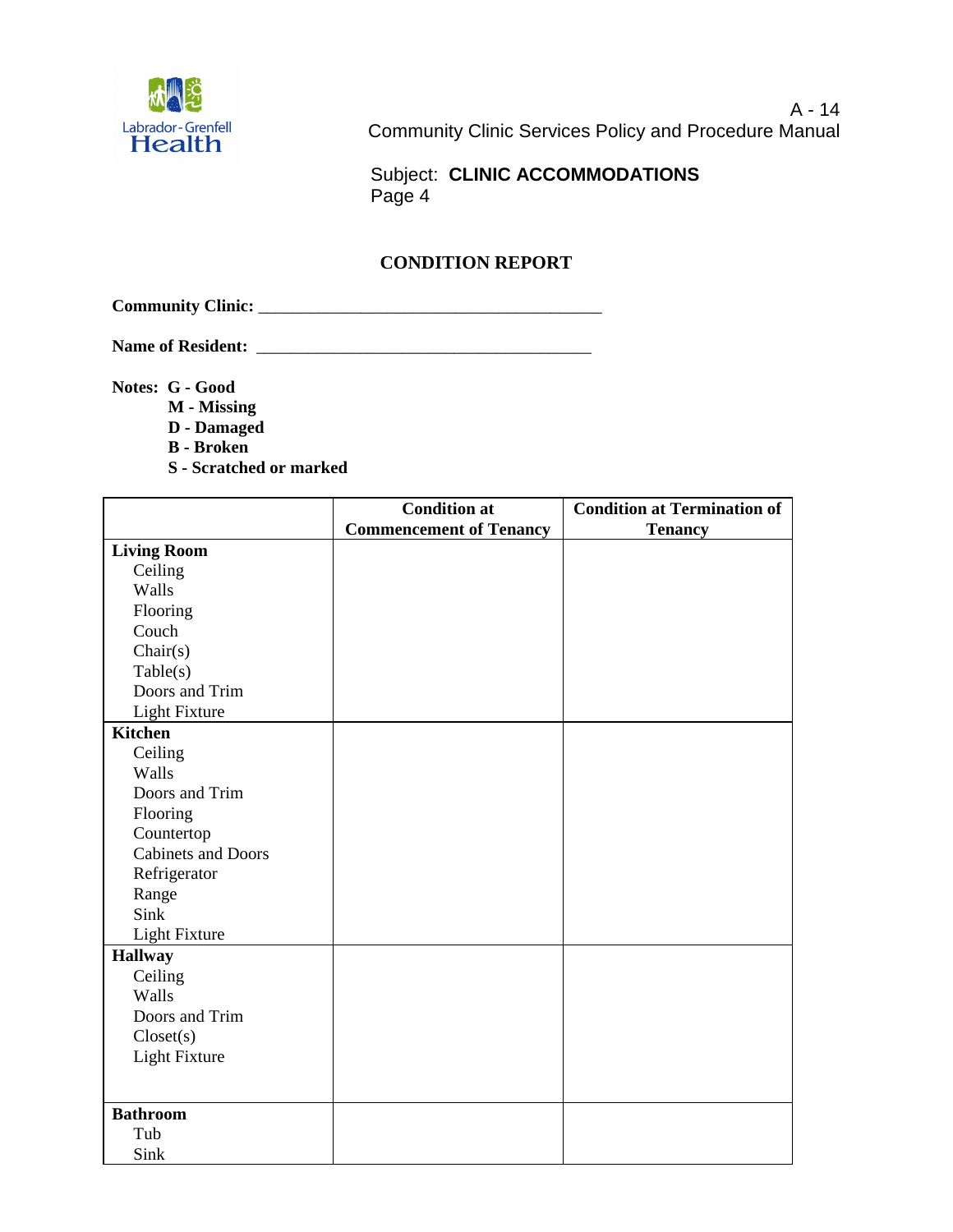A - 14
Community Clinic Services Policy and Procedure Manual

Subject: **CLINIC ACCOMMODATIONS**
Page 4

## CONDITION REPORT

**Community Clinic:** ________________________________________

**Name of Resident:** ________________________________________

**Notes: G - Good**
**M - Missing**
**D - Damaged**
**B - Broken**
**S - Scratched or marked**

| | Condition at Commencement of Tenancy | Condition at Termination of Tenancy |
|---|---|---|
| **Living Room** | | |
| Ceiling | | |
| Walls | | |
| Flooring | | |
| Couch | | |
| Chair(s) | | |
| Table(s) | | |
| Doors and Trim | | |
| Light Fixture | | |
| **Kitchen** | | |
| Ceiling | | |
| Walls | | |
| Doors and Trim | | |
| Flooring | | |
| Countertop | | |
| Cabinets and Doors | | |
| Refrigerator | | |
| Range | | |
| Sink | | |
| Light Fixture | | |
| **Hallway** | | |
| Ceiling | | |
| Walls | | |
| Doors and Trim | | |
| Closet(s) | | |
| Light Fixture | | |
| **Bathroom** | | |
| Tub | | |
| Sink | | |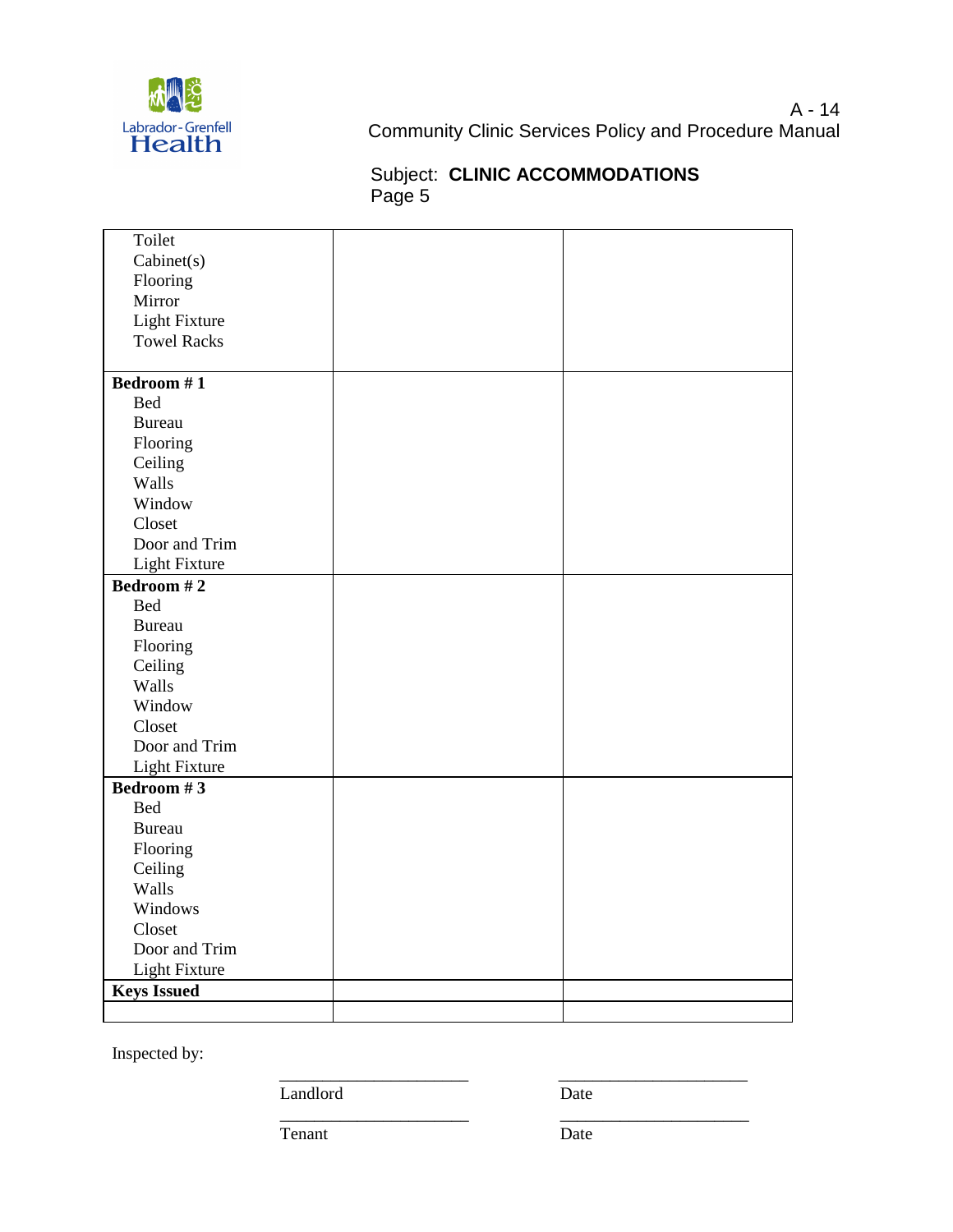Subject: **CLINIC ACCOMMODATIONS**

| | | |
|---|---|---|
| Toilet<br>Cabinet(s)<br>Flooring<br>Mirror<br>Light Fixture<br>Towel Racks | | |
| **Bedroom # 1**<br>Bed<br>Bureau<br>Flooring<br>Ceiling<br>Walls<br>Window<br>Closet<br>Door and Trim<br>Light Fixture | | |
| **Bedroom # 2**<br>Bed<br>Bureau<br>Flooring<br>Ceiling<br>Walls<br>Window<br>Closet<br>Door and Trim<br>Light Fixture | | |
| **Bedroom # 3**<br>Bed<br>Bureau<br>Flooring<br>Ceiling<br>Walls<br>Windows<br>Closet<br>Door and Trim<br>Light Fixture | | |
| **Keys Issued** | | |
| | | |

Inspected by:

______________________ ______________________
Landlord Date

______________________ ______________________
Tenant Date